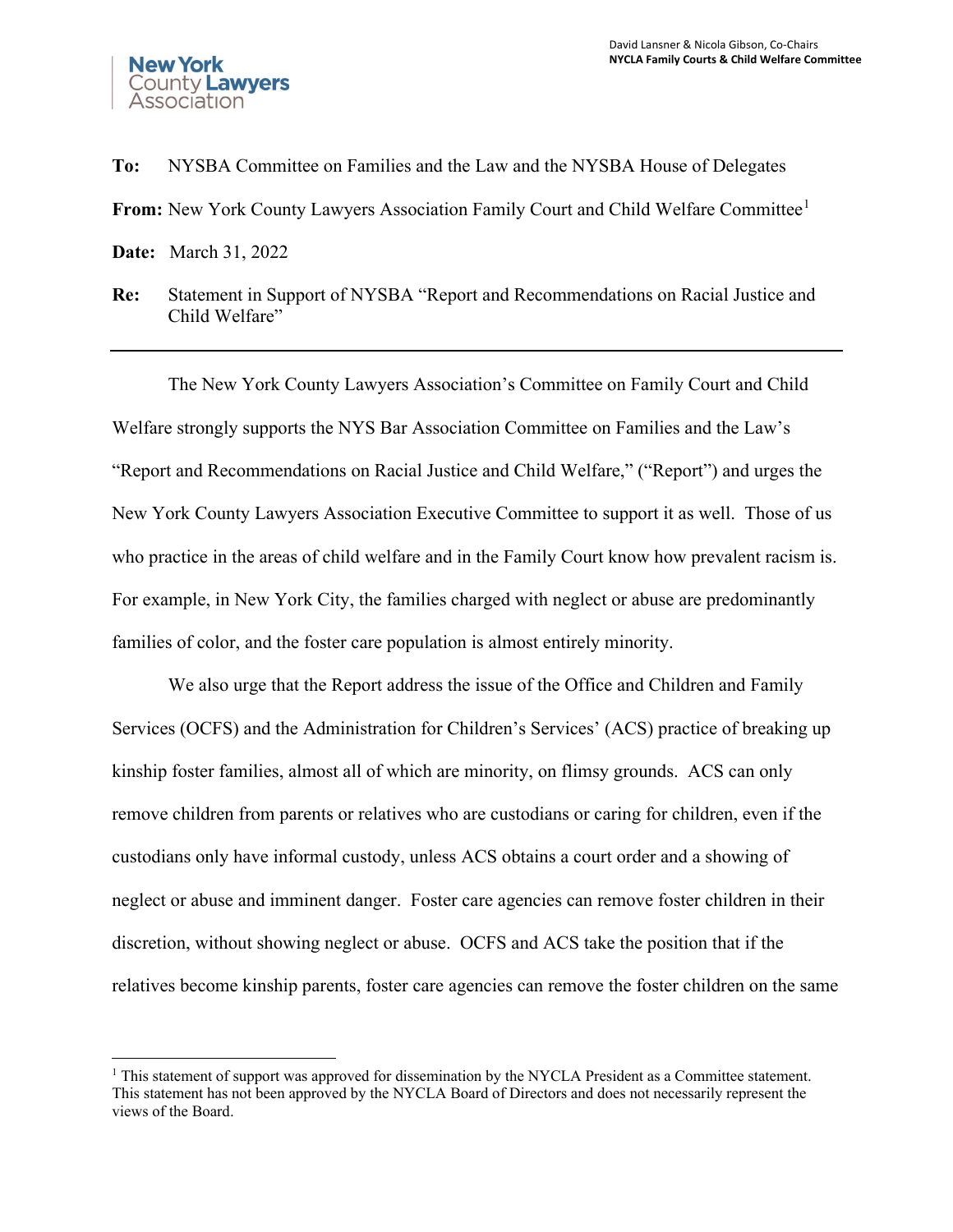**New York County Lawyers Association**

David Lansner & Nicola Gibson, Co-Chairs
**NYCLA Family Courts & Child Welfare Committee**

**To:** NYSBA Committee on Families and the Law and the NYSBA House of Delegates

**From:** New York County Lawyers Association Family Court and Child Welfare Committee[1]

**Date:** March 31, 2022

**Re:** Statement in Support of NYSBA "Report and Recommendations on Racial Justice and Child Welfare"

---

The New York County Lawyers Association's Committee on Family Court and Child Welfare strongly supports the NYS Bar Association Committee on Families and the Law's "Report and Recommendations on Racial Justice and Child Welfare," ("Report") and urges the New York County Lawyers Association Executive Committee to support it as well. Those of us who practice in the areas of child welfare and in the Family Court know how prevalent racism is. For example, in New York City, the families charged with neglect or abuse are predominantly families of color, and the foster care population is almost entirely minority.

We also urge that the Report address the issue of the Office and Children and Family Services (OCFS) and the Administration for Children's Services' (ACS) practice of breaking up kinship foster families, almost all of which are minority, on flimsy grounds. ACS can only remove children from parents or relatives who are custodians or caring for children, even if the custodians only have informal custody, unless ACS obtains a court order and a showing of neglect or abuse and imminent danger. Foster care agencies can remove foster children in their discretion, without showing neglect or abuse. OCFS and ACS take the position that if the relatives become kinship parents, foster care agencies can remove the foster children on the same

---

[1] This statement of support was approved for dissemination by the NYCLA President as a Committee statement. This statement has not been approved by the NYCLA Board of Directors and does not necessarily represent the views of the Board.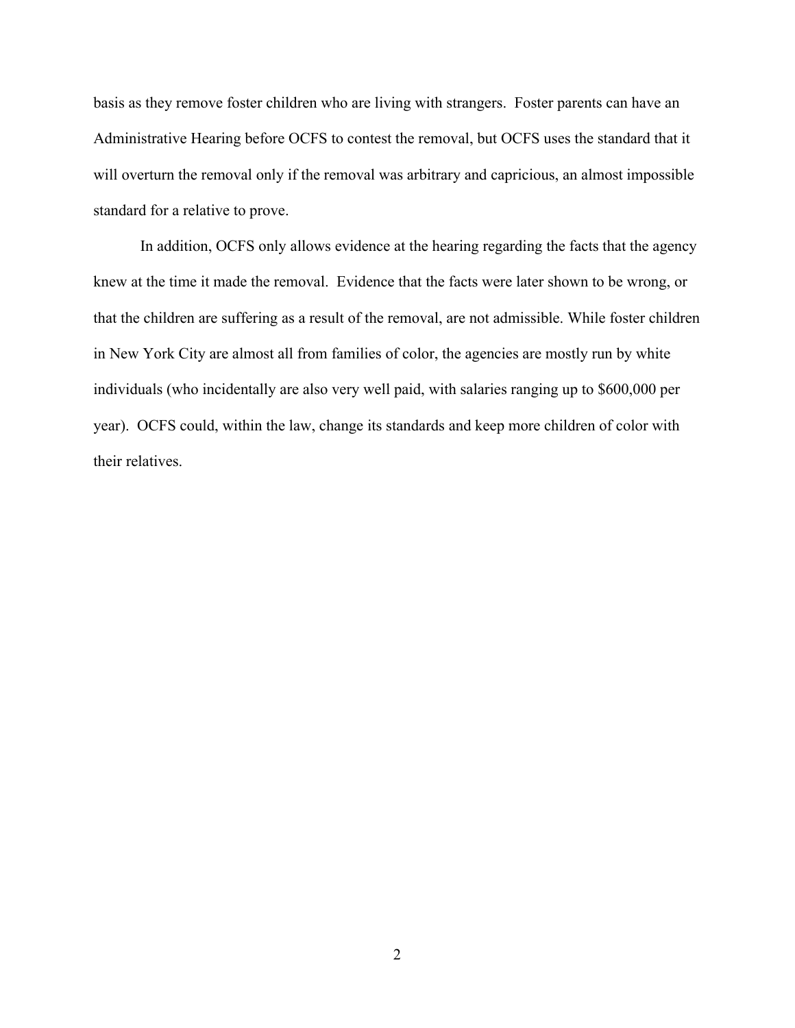basis as they remove foster children who are living with strangers. Foster parents can have an Administrative Hearing before OCFS to contest the removal, but OCFS uses the standard that it will overturn the removal only if the removal was arbitrary and capricious, an almost impossible standard for a relative to prove.

In addition, OCFS only allows evidence at the hearing regarding the facts that the agency knew at the time it made the removal. Evidence that the facts were later shown to be wrong, or that the children are suffering as a result of the removal, are not admissible. While foster children in New York City are almost all from families of color, the agencies are mostly run by white individuals (who incidentally are also very well paid, with salaries ranging up to $600,000 per year). OCFS could, within the law, change its standards and keep more children of color with their relatives.